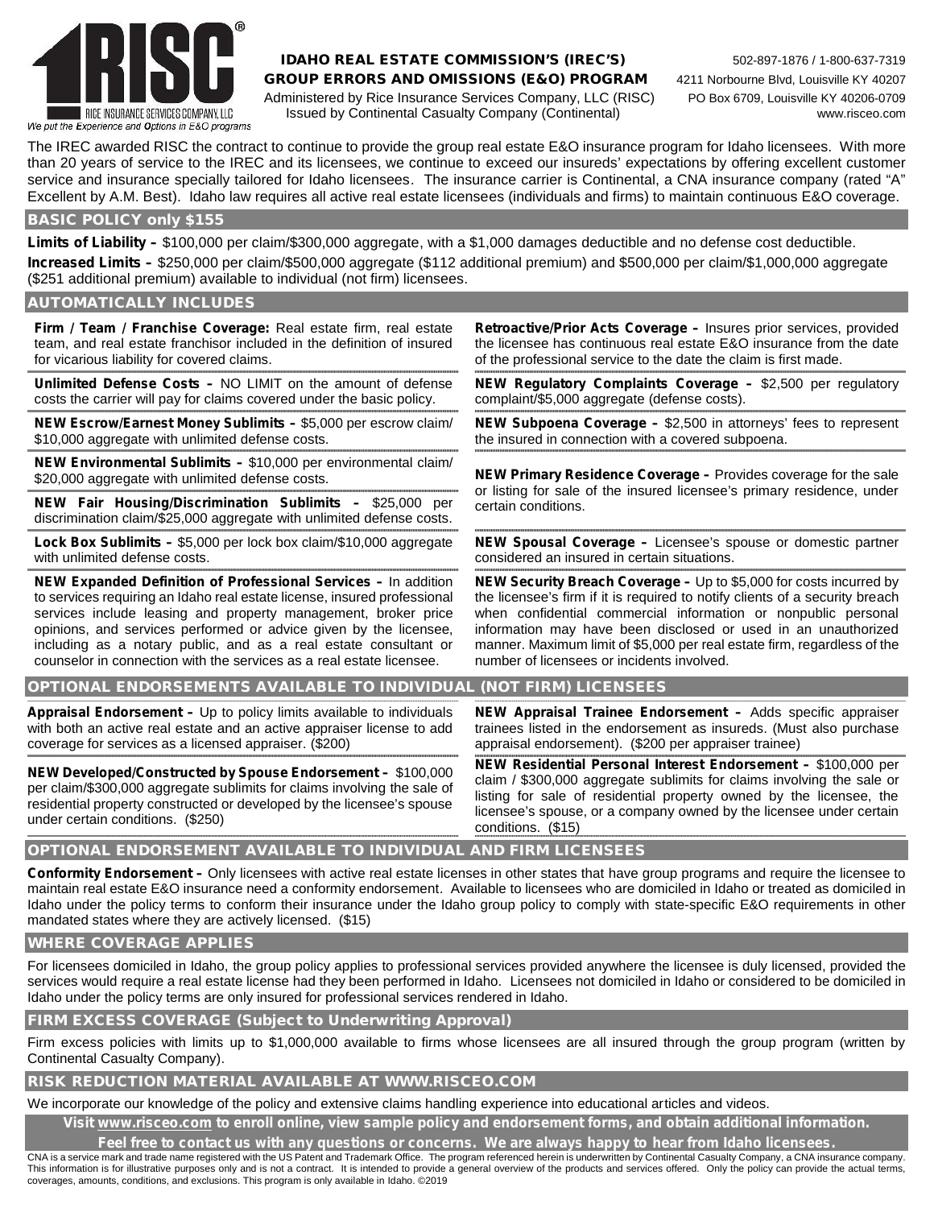RISC® RICE INSURANCE SERVICES COMPANY, LLC
*We put the Experience and Options in E&O programs*

**IDAHO REAL ESTATE COMMISSION'S (IREC'S) GROUP ERRORS AND OMISSIONS (E&O) PROGRAM**
Administered by Rice Insurance Services Company, LLC (RISC)
Issued by Continental Casualty Company (Continental)

502-897-1876 / 1-800-637-7319
4211 Norbourne Blvd, Louisville KY 40207
PO Box 6709, Louisville KY 40206-0709
www.risceo.com

The IREC awarded RISC the contract to continue to provide the group real estate E&O insurance program for Idaho licensees. With more than 20 years of service to the IREC and its licensees, we continue to exceed our insureds' expectations by offering excellent customer service and insurance specially tailored for Idaho licensees. The insurance carrier is Continental, a CNA insurance company (rated "A" Excellent by A.M. Best). Idaho law requires all active real estate licensees (individuals and firms) to maintain continuous E&O coverage.

## BASIC POLICY only $155

**Limits of Liability –** $100,000 per claim/$300,000 aggregate, with a $1,000 damages deductible and no defense cost deductible.

**Increased Limits –** $250,000 per claim/$500,000 aggregate ($112 additional premium) and $500,000 per claim/$1,000,000 aggregate ($251 additional premium) available to individual (not firm) licensees.

## AUTOMATICALLY INCLUDES

**Firm / Team / Franchise Coverage:** Real estate firm, real estate team, and real estate franchisor included in the definition of insured for vicarious liability for covered claims.

**Unlimited Defense Costs –** NO LIMIT on the amount of defense costs the carrier will pay for claims covered under the basic policy.

**NEW Escrow/Earnest Money Sublimits –** $5,000 per escrow claim/ $10,000 aggregate with unlimited defense costs.

**NEW Environmental Sublimits –** $10,000 per environmental claim/ $20,000 aggregate with unlimited defense costs.

**NEW Fair Housing/Discrimination Sublimits –** $25,000 per discrimination claim/$25,000 aggregate with unlimited defense costs.

**Lock Box Sublimits –** $5,000 per lock box claim/$10,000 aggregate with unlimited defense costs.

**NEW Expanded Definition of Professional Services –** In addition to services requiring an Idaho real estate license, insured professional services include leasing and property management, broker price opinions, and services performed or advice given by the licensee, including as a notary public, and as a real estate consultant or counselor in connection with the services as a real estate licensee.

**Retroactive/Prior Acts Coverage –** Insures prior services, provided the licensee has continuous real estate E&O insurance from the date of the professional service to the date the claim is first made.

**NEW Regulatory Complaints Coverage –** $2,500 per regulatory complaint/$5,000 aggregate (defense costs).

**NEW Subpoena Coverage –** $2,500 in attorneys' fees to represent the insured in connection with a covered subpoena.

**NEW Primary Residence Coverage –** Provides coverage for the sale or listing for sale of the insured licensee's primary residence, under certain conditions.

**NEW Spousal Coverage –** Licensee's spouse or domestic partner considered an insured in certain situations.

**NEW Security Breach Coverage –** Up to $5,000 for costs incurred by the licensee's firm if it is required to notify clients of a security breach when confidential commercial information or nonpublic personal information may have been disclosed or used in an unauthorized manner. Maximum limit of $5,000 per real estate firm, regardless of the number of licensees or incidents involved.

## OPTIONAL ENDORSEMENTS AVAILABLE TO INDIVIDUAL (NOT FIRM) LICENSEES

**Appraisal Endorsement –** Up to policy limits available to individuals with both an active real estate and an active appraiser license to add coverage for services as a licensed appraiser. ($200)

**NEW Developed/Constructed by Spouse Endorsement –** $100,000 per claim/$300,000 aggregate sublimits for claims involving the sale of residential property constructed or developed by the licensee's spouse under certain conditions. ($250)

**NEW Appraisal Trainee Endorsement –** Adds specific appraiser trainees listed in the endorsement as insureds. (Must also purchase appraisal endorsement). ($200 per appraiser trainee)

**NEW Residential Personal Interest Endorsement –** $100,000 per claim / $300,000 aggregate sublimits for claims involving the sale or listing for sale of residential property owned by the licensee, the licensee's spouse, or a company owned by the licensee under certain conditions. ($15)

## OPTIONAL ENDORSEMENT AVAILABLE TO INDIVIDUAL AND FIRM LICENSEES

**Conformity Endorsement –** Only licensees with active real estate licenses in other states that have group programs and require the licensee to maintain real estate E&O insurance need a conformity endorsement. Available to licensees who are domiciled in Idaho or treated as domiciled in Idaho under the policy terms to conform their insurance under the Idaho group policy to comply with state-specific E&O requirements in other mandated states where they are actively licensed. ($15)

## WHERE COVERAGE APPLIES

For licensees domiciled in Idaho, the group policy applies to professional services provided anywhere the licensee is duly licensed, provided the services would require a real estate license had they been performed in Idaho. Licensees not domiciled in Idaho or considered to be domiciled in Idaho under the policy terms are only insured for professional services rendered in Idaho.

## FIRM EXCESS COVERAGE (Subject to Underwriting Approval)

Firm excess policies with limits up to $1,000,000 available to firms whose licensees are all insured through the group program (written by Continental Casualty Company).

## RISK REDUCTION MATERIAL AVAILABLE AT WWW.RISCEO.COM

We incorporate our knowledge of the policy and extensive claims handling experience into educational articles and videos.

**Visit www.risceo.com to enroll online, view sample policy and endorsement forms, and obtain additional information.**

**Feel free to contact us with any questions or concerns. We are always happy to hear from Idaho licensees.**

CNA is a service mark and trade name registered with the US Patent and Trademark Office. The program referenced herein is underwritten by Continental Casualty Company, a CNA insurance company. This information is for illustrative purposes only and is not a contract. It is intended to provide a general overview of the products and services offered. Only the policy can provide the actual terms, coverages, amounts, conditions, and exclusions. This program is only available in Idaho. ©2019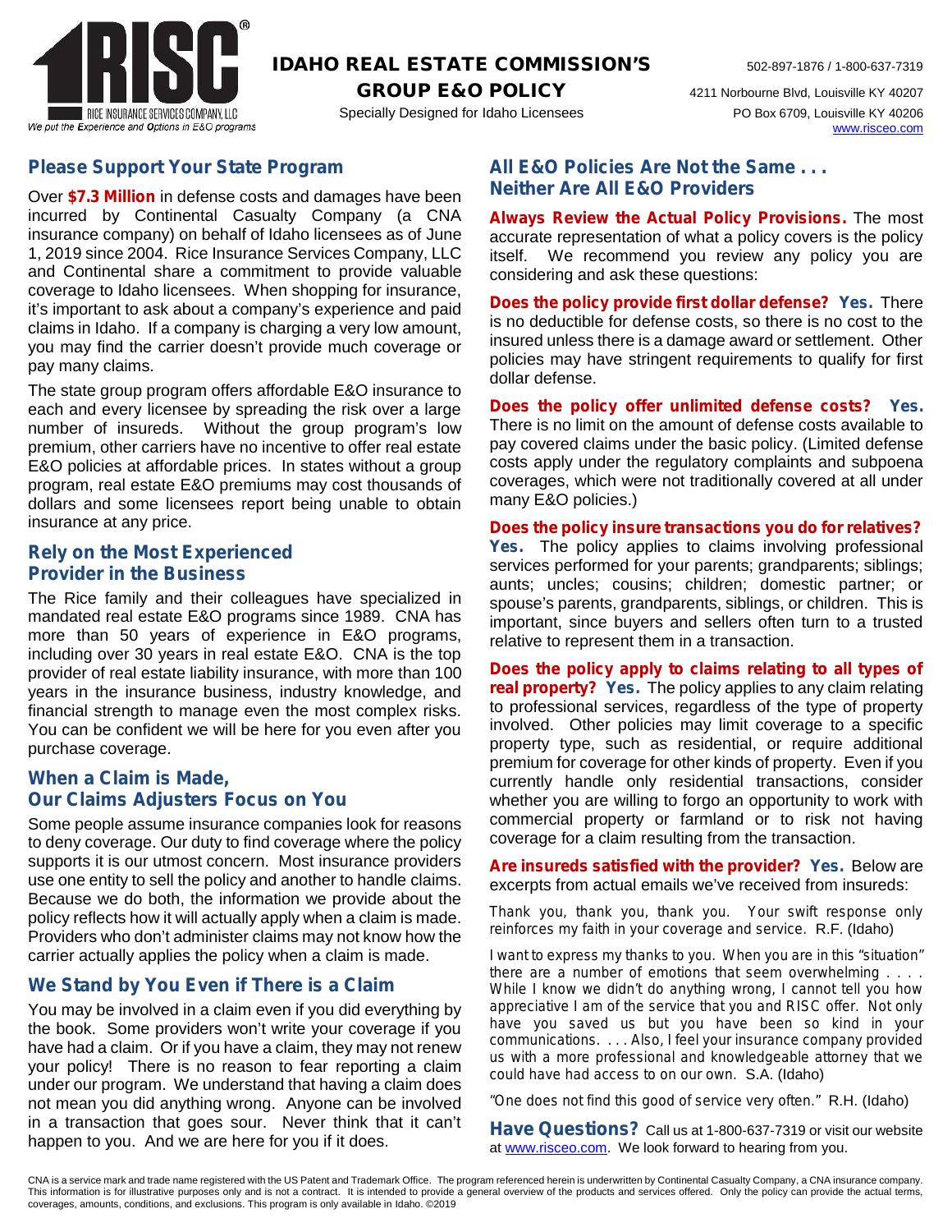# IDAHO REAL ESTATE COMMISSION'S GROUP E&O POLICY

Specially Designed for Idaho Licensees

RICE INSURANCE SERVICES COMPANY, LLC
We put the Experience and Options in E&O programs

502-897-1876 / 1-800-637-7319
4211 Norbourne Blvd, Louisville KY 40207
PO Box 6709, Louisville KY 40206
www.risceo.com

## Please Support Your State Program

Over **$7.3 Million** in defense costs and damages have been incurred by Continental Casualty Company (a CNA insurance company) on behalf of Idaho licensees as of June 1, 2019 since 2004. Rice Insurance Services Company, LLC and Continental share a commitment to provide valuable coverage to Idaho licensees. When shopping for insurance, it's important to ask about a company's experience and paid claims in Idaho. If a company is charging a very low amount, you may find the carrier doesn't provide much coverage or pay many claims.

The state group program offers affordable E&O insurance to each and every licensee by spreading the risk over a large number of insureds. Without the group program's low premium, other carriers have no incentive to offer real estate E&O policies at affordable prices. In states without a group program, real estate E&O premiums may cost thousands of dollars and some licensees report being unable to obtain insurance at any price.

## Rely on the Most Experienced Provider in the Business

The Rice family and their colleagues have specialized in mandated real estate E&O programs since 1989. CNA has more than 50 years of experience in E&O programs, including over 30 years in real estate E&O. CNA is the top provider of real estate liability insurance, with more than 100 years in the insurance business, industry knowledge, and financial strength to manage even the most complex risks. You can be confident we will be here for you even after you purchase coverage.

## When a Claim is Made, Our Claims Adjusters Focus on You

Some people assume insurance companies look for reasons to deny coverage. Our duty to find coverage where the policy supports it is our utmost concern. Most insurance providers use one entity to sell the policy and another to handle claims. Because we do both, the information we provide about the policy reflects how it will actually apply when a claim is made. Providers who don't administer claims may not know how the carrier actually applies the policy when a claim is made.

## We Stand by You Even if There is a Claim

You may be involved in a claim even if you did everything by the book. Some providers won't write your coverage if you have had a claim. Or if you have a claim, they may not renew your policy! There is no reason to fear reporting a claim under our program. We understand that having a claim does not mean you did anything wrong. Anyone can be involved in a transaction that goes sour. Never think that it can't happen to you. And we are here for you if it does.

## All E&O Policies Are Not the Same . . . Neither Are All E&O Providers

**Always Review the Actual Policy Provisions.** The most accurate representation of what a policy covers is the policy itself. We recommend you review any policy you are considering and ask these questions:

**Does the policy provide first dollar defense? Yes.** There is no deductible for defense costs, so there is no cost to the insured unless there is a damage award or settlement. Other policies may have stringent requirements to qualify for first dollar defense.

**Does the policy offer unlimited defense costs? Yes.** There is no limit on the amount of defense costs available to pay covered claims under the basic policy. (Limited defense costs apply under the regulatory complaints and subpoena coverages, which were not traditionally covered at all under many E&O policies.)

**Does the policy insure transactions you do for relatives? Yes.** The policy applies to claims involving professional services performed for your parents; grandparents; siblings; aunts; uncles; cousins; children; domestic partner; or spouse's parents, grandparents, siblings, or children. This is important, since buyers and sellers often turn to a trusted relative to represent them in a transaction.

**Does the policy apply to claims relating to all types of real property? Yes.** The policy applies to any claim relating to professional services, regardless of the type of property involved. Other policies may limit coverage to a specific property type, such as residential, or require additional premium for coverage for other kinds of property. Even if you currently handle only residential transactions, consider whether you are willing to forgo an opportunity to work with commercial property or farmland or to risk not having coverage for a claim resulting from the transaction.

**Are insureds satisfied with the provider? Yes.** Below are excerpts from actual emails we've received from insureds:

*Thank you, thank you, thank you. Your swift response only reinforces my faith in your coverage and service.* R.F. (Idaho)

*I want to express my thanks to you. When you are in this "situation" there are a number of emotions that seem overwhelming . . . . While I know we didn't do anything wrong, I cannot tell you how appreciative I am of the service that you and RISC offer. Not only have you saved us but you have been so kind in your communications. . . . Also, I feel your insurance company provided us with a more professional and knowledgeable attorney that we could have had access to on our own.* S.A. (Idaho)

*"One does not find this good of service very often."* R.H. (Idaho)

**Have Questions?** Call us at 1-800-637-7319 or visit our website at www.risceo.com. We look forward to hearing from you.

CNA is a service mark and trade name registered with the US Patent and Trademark Office. The program referenced herein is underwritten by Continental Casualty Company, a CNA insurance company. This information is for illustrative purposes only and is not a contract. It is intended to provide a general overview of the products and services offered. Only the policy can provide the actual terms, coverages, amounts, conditions, and exclusions. This program is only available in Idaho. ©2019